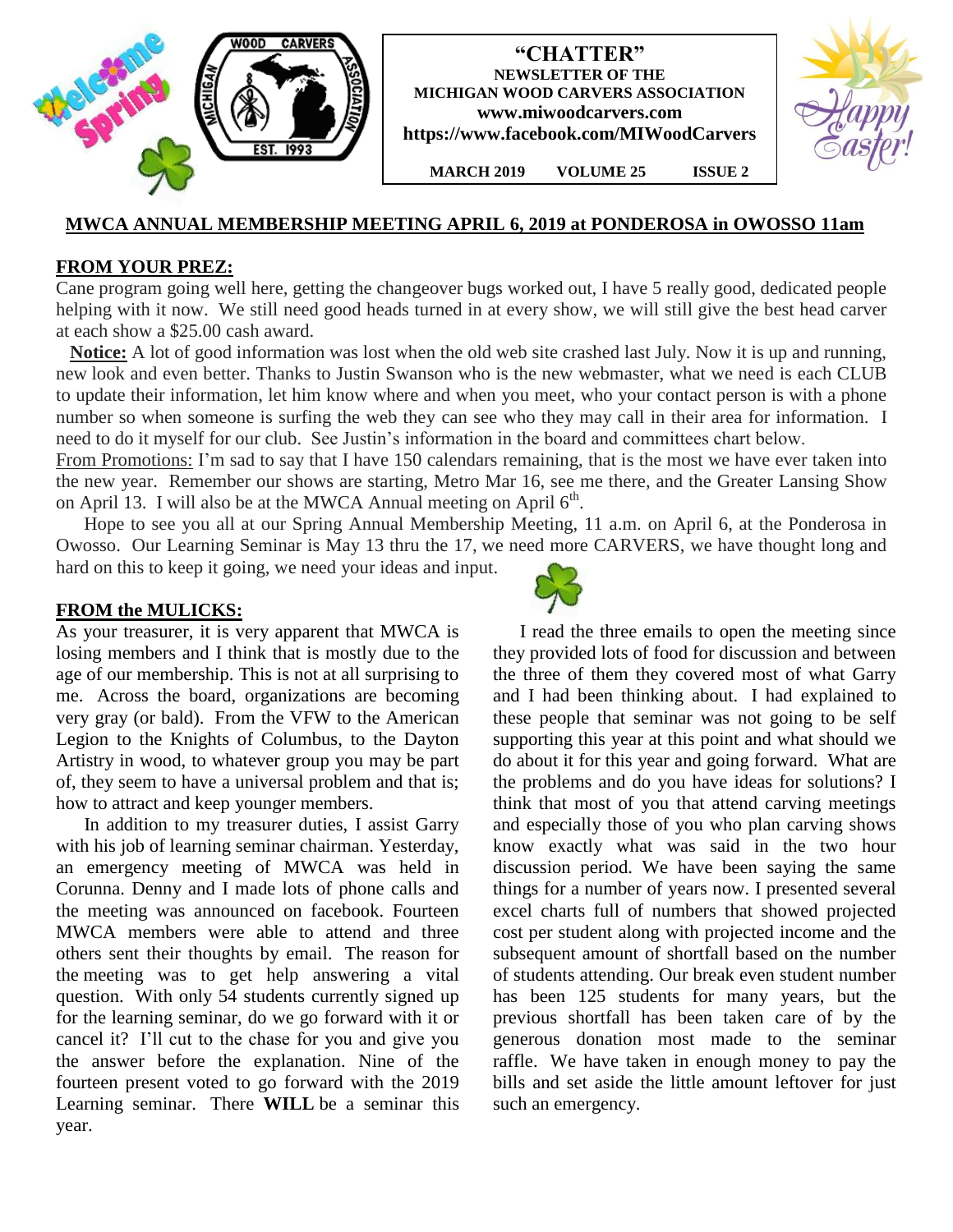# "CHATTER"

**NEWSLETTER OF THE MICHIGAN WOOD CARVERS ASSOCIATION**

**www.miwoodcarvers.com**

**https://www.facebook.com/MIWoodCarvers**

**MARCH 2019 VOLUME 25 ISSUE 2**

**MWCA ANNUAL MEMBERSHIP MEETING APRIL 6, 2019 at PONDEROSA in OWOSSO 11am**

## FROM YOUR PREZ:

Cane program going well here, getting the changeover bugs worked out, I have 5 really good, dedicated people helping with it now. We still need good heads turned in at every show, we will still give the best head carver at each show a $25.00 cash award.

**Notice:** A lot of good information was lost when the old web site crashed last July. Now it is up and running, new look and even better. Thanks to Justin Swanson who is the new webmaster, what we need is each CLUB to update their information, let him know where and when you meet, who your contact person is with a phone number so when someone is surfing the web they can see who they may call in their area for information. I need to do it myself for our club. See Justin's information in the board and committees chart below.

From Promotions: I'm sad to say that I have 150 calendars remaining, that is the most we have ever taken into the new year. Remember our shows are starting, Metro Mar 16, see me there, and the Greater Lansing Show on April 13. I will also be at the MWCA Annual meeting on April 6th.

Hope to see you all at our Spring Annual Membership Meeting, 11 a.m. on April 6, at the Ponderosa in Owosso. Our Learning Seminar is May 13 thru the 17, we need more CARVERS, we have thought long and hard on this to keep it going, we need your ideas and input.

## FROM the MULICKS:

As your treasurer, it is very apparent that MWCA is losing members and I think that is mostly due to the age of our membership. This is not at all surprising to me. Across the board, organizations are becoming very gray (or bald). From the VFW to the American Legion to the Knights of Columbus, to the Dayton Artistry in wood, to whatever group you may be part of, they seem to have a universal problem and that is; how to attract and keep younger members.

In addition to my treasurer duties, I assist Garry with his job of learning seminar chairman. Yesterday, an emergency meeting of MWCA was held in Corunna. Denny and I made lots of phone calls and the meeting was announced on facebook. Fourteen MWCA members were able to attend and three others sent their thoughts by email. The reason for the meeting was to get help answering a vital question. With only 54 students currently signed up for the learning seminar, do we go forward with it or cancel it? I'll cut to the chase for you and give you the answer before the explanation. Nine of the fourteen present voted to go forward with the 2019 Learning seminar. There **WILL** be a seminar this year.

I read the three emails to open the meeting since they provided lots of food for discussion and between the three of them they covered most of what Garry and I had been thinking about. I had explained to these people that seminar was not going to be self supporting this year at this point and what should we do about it for this year and going forward. What are the problems and do you have ideas for solutions? I think that most of you that attend carving meetings and especially those of you who plan carving shows know exactly what was said in the two hour discussion period. We have been saying the same things for a number of years now. I presented several excel charts full of numbers that showed projected cost per student along with projected income and the subsequent amount of shortfall based on the number of students attending. Our break even student number has been 125 students for many years, but the previous shortfall has been taken care of by the generous donation most made to the seminar raffle. We have taken in enough money to pay the bills and set aside the little amount leftover for just such an emergency.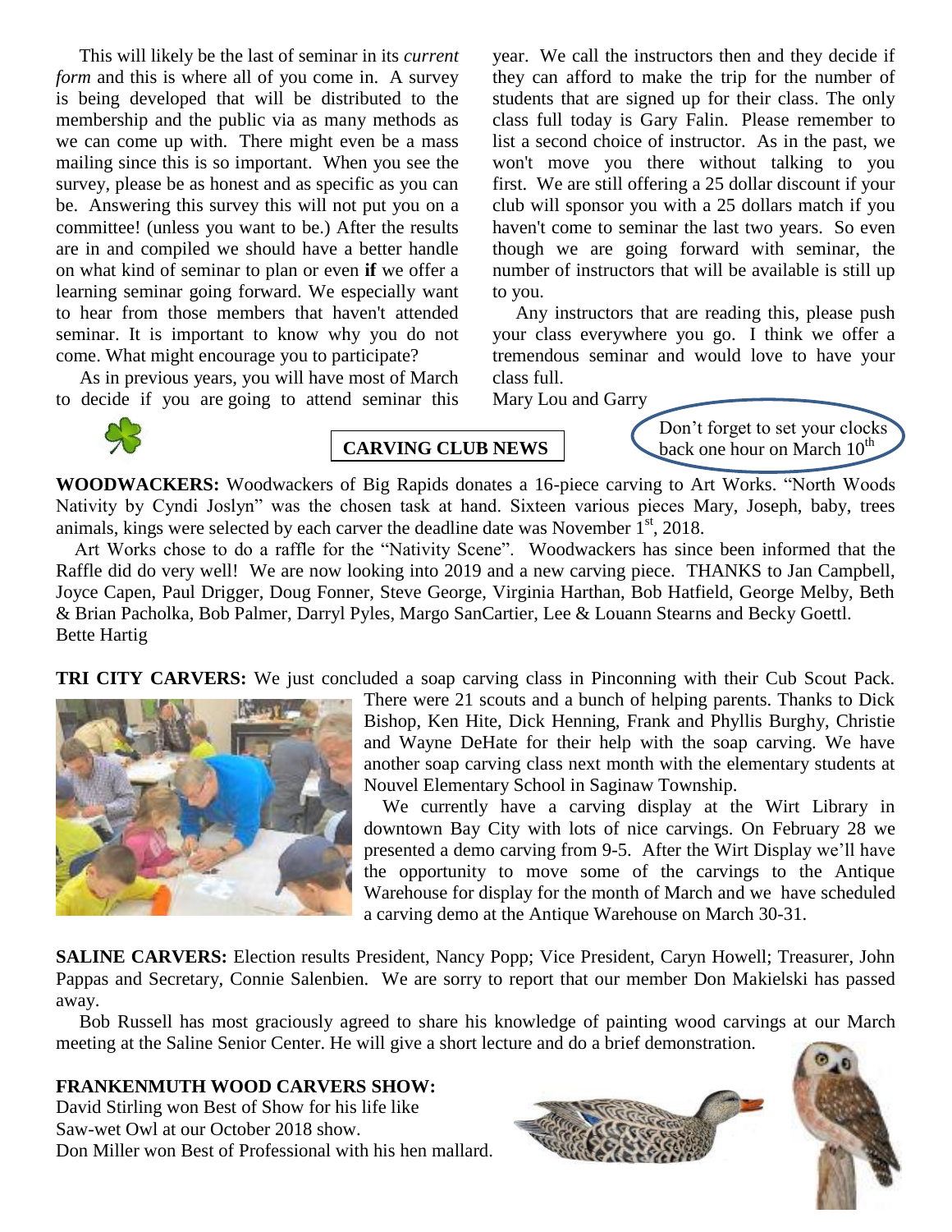This will likely be the last of seminar in its *current form* and this is where all of you come in. A survey is being developed that will be distributed to the membership and the public via as many methods as we can come up with. There might even be a mass mailing since this is so important. When you see the survey, please be as honest and as specific as you can be. Answering this survey this will not put you on a committee! (unless you want to be.) After the results are in and compiled we should have a better handle on what kind of seminar to plan or even **if** we offer a learning seminar going forward. We especially want to hear from those members that haven't attended seminar. It is important to know why you do not come. What might encourage you to participate?

As in previous years, you will have most of March to decide if you are going to attend seminar this year. We call the instructors then and they decide if they can afford to make the trip for the number of students that are signed up for their class. The only class full today is Gary Falin. Please remember to list a second choice of instructor. As in the past, we won't move you there without talking to you first. We are still offering a 25 dollar discount if your club will sponsor you with a 25 dollars match if you haven't come to seminar the last two years. So even though we are going forward with seminar, the number of instructors that will be available is still up to you.

Any instructors that are reading this, please push your class everywhere you go. I think we offer a tremendous seminar and would love to have your class full.

Mary Lou and Garry

Don't forget to set your clocks back one hour on March 10th

## CARVING CLUB NEWS

**WOODWACKERS:** Woodwackers of Big Rapids donates a 16-piece carving to Art Works. "North Woods Nativity by Cyndi Joslyn" was the chosen task at hand. Sixteen various pieces Mary, Joseph, baby, trees animals, kings were selected by each carver the deadline date was November 1st, 2018.

Art Works chose to do a raffle for the "Nativity Scene". Woodwackers has since been informed that the Raffle did do very well! We are now looking into 2019 and a new carving piece. THANKS to Jan Campbell, Joyce Capen, Paul Drigger, Doug Fonner, Steve George, Virginia Harthan, Bob Hatfield, George Melby, Beth & Brian Pacholka, Bob Palmer, Darryl Pyles, Margo SanCartier, Lee & Louann Stearns and Becky Goettl.
Bette Hartig

**TRI CITY CARVERS:** We just concluded a soap carving class in Pinconning with their Cub Scout Pack. There were 21 scouts and a bunch of helping parents. Thanks to Dick Bishop, Ken Hite, Dick Henning, Frank and Phyllis Burghy, Christie and Wayne DeHate for their help with the soap carving. We have another soap carving class next month with the elementary students at Nouvel Elementary School in Saginaw Township.

We currently have a carving display at the Wirt Library in downtown Bay City with lots of nice carvings. On February 28 we presented a demo carving from 9-5. After the Wirt Display we'll have the opportunity to move some of the carvings to the Antique Warehouse for display for the month of March and we have scheduled a carving demo at the Antique Warehouse on March 30-31.

**SALINE CARVERS:** Election results President, Nancy Popp; Vice President, Caryn Howell; Treasurer, John Pappas and Secretary, Connie Salenbien. We are sorry to report that our member Don Makielski has passed away.

Bob Russell has most graciously agreed to share his knowledge of painting wood carvings at our March meeting at the Saline Senior Center. He will give a short lecture and do a brief demonstration.

**FRANKENMUTH WOOD CARVERS SHOW:**
David Stirling won Best of Show for his life like Saw-wet Owl at our October 2018 show.
Don Miller won Best of Professional with his hen mallard.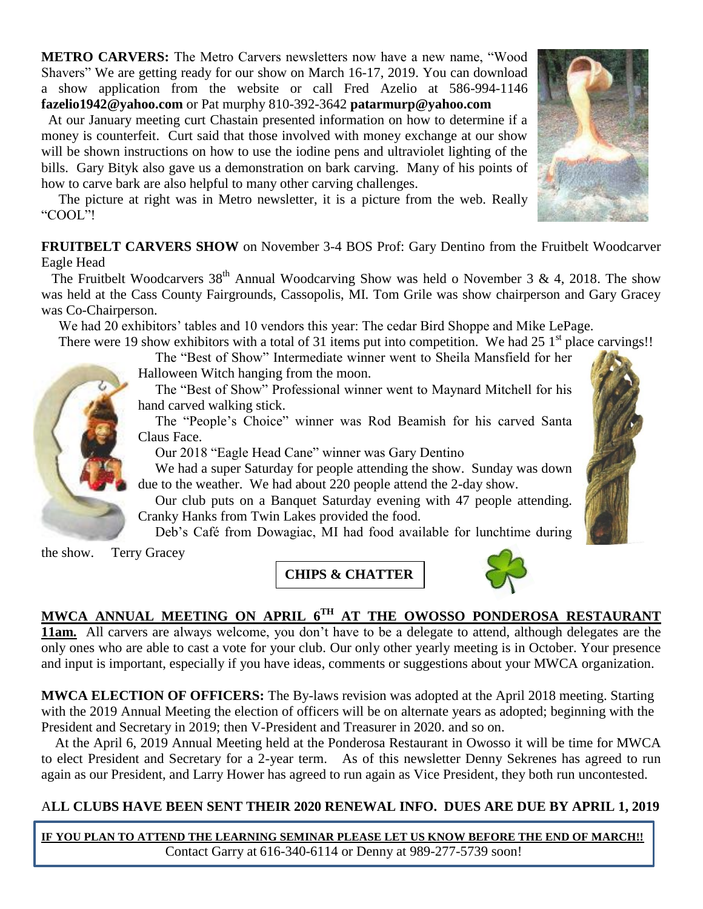**METRO CARVERS:** The Metro Carvers newsletters now have a new name, "Wood Shavers" We are getting ready for our show on March 16-17, 2019. You can download a show application from the website or call Fred Azelio at 586-994-1146 **fazelio1942@yahoo.com** or Pat murphy 810-392-3642 **patarmurp@yahoo.com**

At our January meeting curt Chastain presented information on how to determine if a money is counterfeit. Curt said that those involved with money exchange at our show will be shown instructions on how to use the iodine pens and ultraviolet lighting of the bills. Gary Bityk also gave us a demonstration on bark carving. Many of his points of how to carve bark are also helpful to many other carving challenges.

The picture at right was in Metro newsletter, it is a picture from the web. Really "COOL"!

**FRUITBELT CARVERS SHOW** on November 3-4 BOS Prof: Gary Dentino from the Fruitbelt Woodcarver Eagle Head

The Fruitbelt Woodcarvers 38th Annual Woodcarving Show was held o November 3 & 4, 2018. The show was held at the Cass County Fairgrounds, Cassopolis, MI. Tom Grile was show chairperson and Gary Gracey was Co-Chairperson.

We had 20 exhibitors' tables and 10 vendors this year: The cedar Bird Shoppe and Mike LePage.

There were 19 show exhibitors with a total of 31 items put into competition. We had 25 1st place carvings!!

The "Best of Show" Intermediate winner went to Sheila Mansfield for her Halloween Witch hanging from the moon.

The "Best of Show" Professional winner went to Maynard Mitchell for his hand carved walking stick.

The "People's Choice" winner was Rod Beamish for his carved Santa Claus Face.

Our 2018 "Eagle Head Cane" winner was Gary Dentino

We had a super Saturday for people attending the show. Sunday was down due to the weather. We had about 220 people attend the 2-day show.

Our club puts on a Banquet Saturday evening with 47 people attending. Cranky Hanks from Twin Lakes provided the food.

Deb's Café from Dowagiac, MI had food available for lunchtime during the show. Terry Gracey

## CHIPS & CHATTER

**MWCA ANNUAL MEETING ON APRIL 6TH AT THE OWOSSO PONDEROSA RESTAURANT 11am.** All carvers are always welcome, you don't have to be a delegate to attend, although delegates are the only ones who are able to cast a vote for your club. Our only other yearly meeting is in October. Your presence and input is important, especially if you have ideas, comments or suggestions about your MWCA organization.

**MWCA ELECTION OF OFFICERS:** The By-laws revision was adopted at the April 2018 meeting. Starting with the 2019 Annual Meeting the election of officers will be on alternate years as adopted; beginning with the President and Secretary in 2019; then V-President and Treasurer in 2020. and so on.

At the April 6, 2019 Annual Meeting held at the Ponderosa Restaurant in Owosso it will be time for MWCA to elect President and Secretary for a 2-year term. As of this newsletter Denny Sekrenes has agreed to run again as our President, and Larry Hower has agreed to run again as Vice President, they both run uncontested.

**ALL CLUBS HAVE BEEN SENT THEIR 2020 RENEWAL INFO. DUES ARE DUE BY APRIL 1, 2019**

**IF YOU PLAN TO ATTEND THE LEARNING SEMINAR PLEASE LET US KNOW BEFORE THE END OF MARCH!!**
Contact Garry at 616-340-6114 or Denny at 989-277-5739 soon!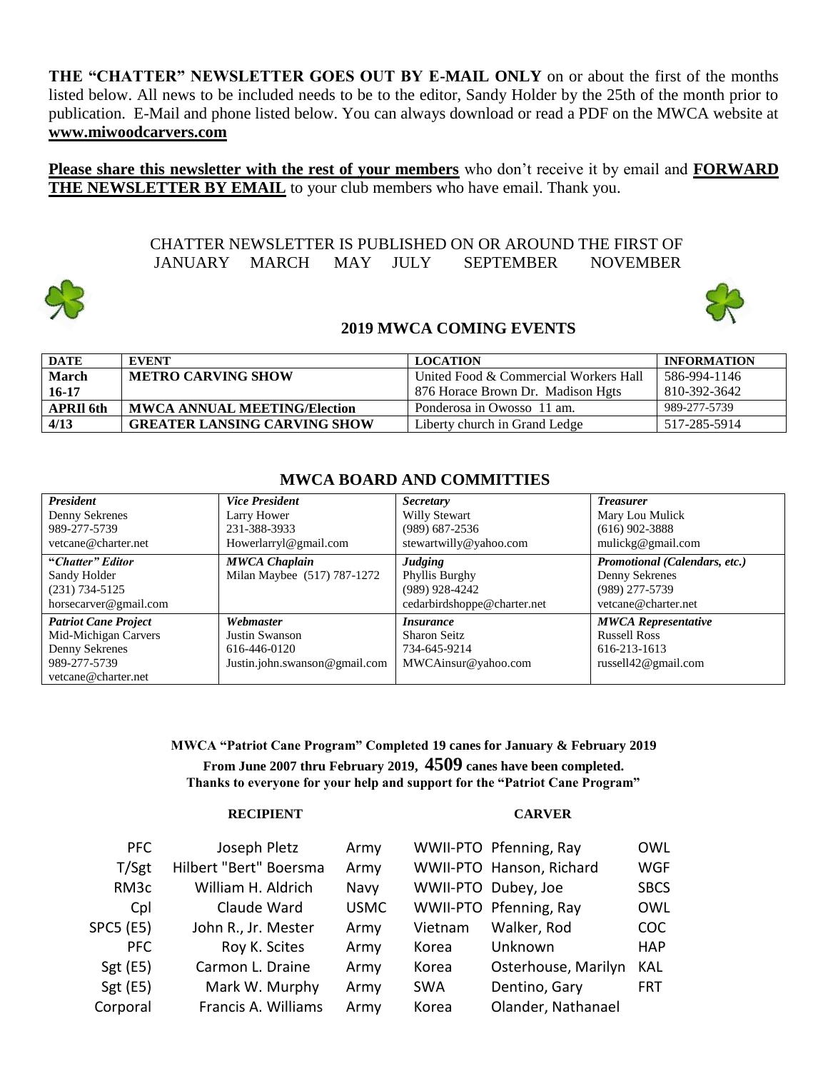**THE "CHATTER" NEWSLETTER GOES OUT BY E-MAIL ONLY** on or about the first of the months listed below. All news to be included needs to be to the editor, Sandy Holder by the 25th of the month prior to publication. E-Mail and phone listed below. You can always download or read a PDF on the MWCA website at **www.miwoodcarvers.com**

**Please share this newsletter with the rest of your members** who don't receive it by email and **FORWARD THE NEWSLETTER BY EMAIL** to your club members who have email. Thank you.

CHATTER NEWSLETTER IS PUBLISHED ON OR AROUND THE FIRST OF
JANUARY MARCH MAY JULY SEPTEMBER NOVEMBER

## 2019 MWCA COMING EVENTS

| DATE | EVENT | LOCATION | INFORMATION |
|---|---|---|---|
| **March 16-17** | **METRO CARVING SHOW** | United Food & Commercial Workers Hall 876 Horace Brown Dr. Madison Hgts | 586-994-1146 810-392-3642 |
| **APRIl 6th** | **MWCA ANNUAL MEETING/Election** | Ponderosa in Owosso 11 am. | 989-277-5739 |
| **4/13** | **GREATER LANSING CARVING SHOW** | Liberty church in Grand Ledge | 517-285-5914 |

## MWCA BOARD AND COMMITTIES

| | | | |
|---|---|---|---|
| ***President*** Denny Sekrenes 989-277-5739 vetcane@charter.net | ***Vice President*** Larry Hower 231-388-3933 Howerlarryl@gmail.com | ***Secretary*** Willy Stewart (989) 687-2536 stewartwilly@yahoo.com | ***Treasurer*** Mary Lou Mulick (616) 902-3888 mulickg@gmail.com |
| ***"Chatter" Editor*** Sandy Holder (231) 734-5125 horsecarver@gmail.com | ***MWCA Chaplain*** Milan Maybee (517) 787-1272 | ***Judging*** Phyllis Burghy (989) 928-4242 cedarbirdshoppe@charter.net | ***Promotional (Calendars, etc.)*** Denny Sekrenes (989) 277-5739 vetcane@charter.net |
| ***Patriot Cane Project*** Mid-Michigan Carvers Denny Sekrenes 989-277-5739 vetcane@charter.net | ***Webmaster*** Justin Swanson 616-446-0120 Justin.john.swanson@gmail.com | ***Insurance*** Sharon Seitz 734-645-9214 MWCAinsur@yahoo.com | ***MWCA Representative*** Russell Ross 616-213-1613 russell42@gmail.com |

**MWCA "Patriot Cane Program" Completed 19 canes for January & February 2019**
**From June 2007 thru February 2019, 4509 canes have been completed.**
**Thanks to everyone for your help and support for the "Patriot Cane Program"**

| | RECIPIENT | | | CARVER | |
|---|---|---|---|---|---|
| PFC | Joseph Pletz | Army | WWII-PTO | Pfenning, Ray | OWL |
| T/Sgt | Hilbert "Bert" Boersma | Army | WWII-PTO | Hanson, Richard | WGF |
| RM3c | William H. Aldrich | Navy | WWII-PTO | Dubey, Joe | SBCS |
| Cpl | Claude Ward | USMC | WWII-PTO | Pfenning, Ray | OWL |
| SPC5 (E5) | John R., Jr. Mester | Army | Vietnam | Walker, Rod | COC |
| PFC | Roy K. Scites | Army | Korea | Unknown | HAP |
| Sgt (E5) | Carmon L. Draine | Army | Korea | Osterhouse, Marilyn | KAL |
| Sgt (E5) | Mark W. Murphy | Army | SWA | Dentino, Gary | FRT |
| Corporal | Francis A. Williams | Army | Korea | Olander, Nathanael | |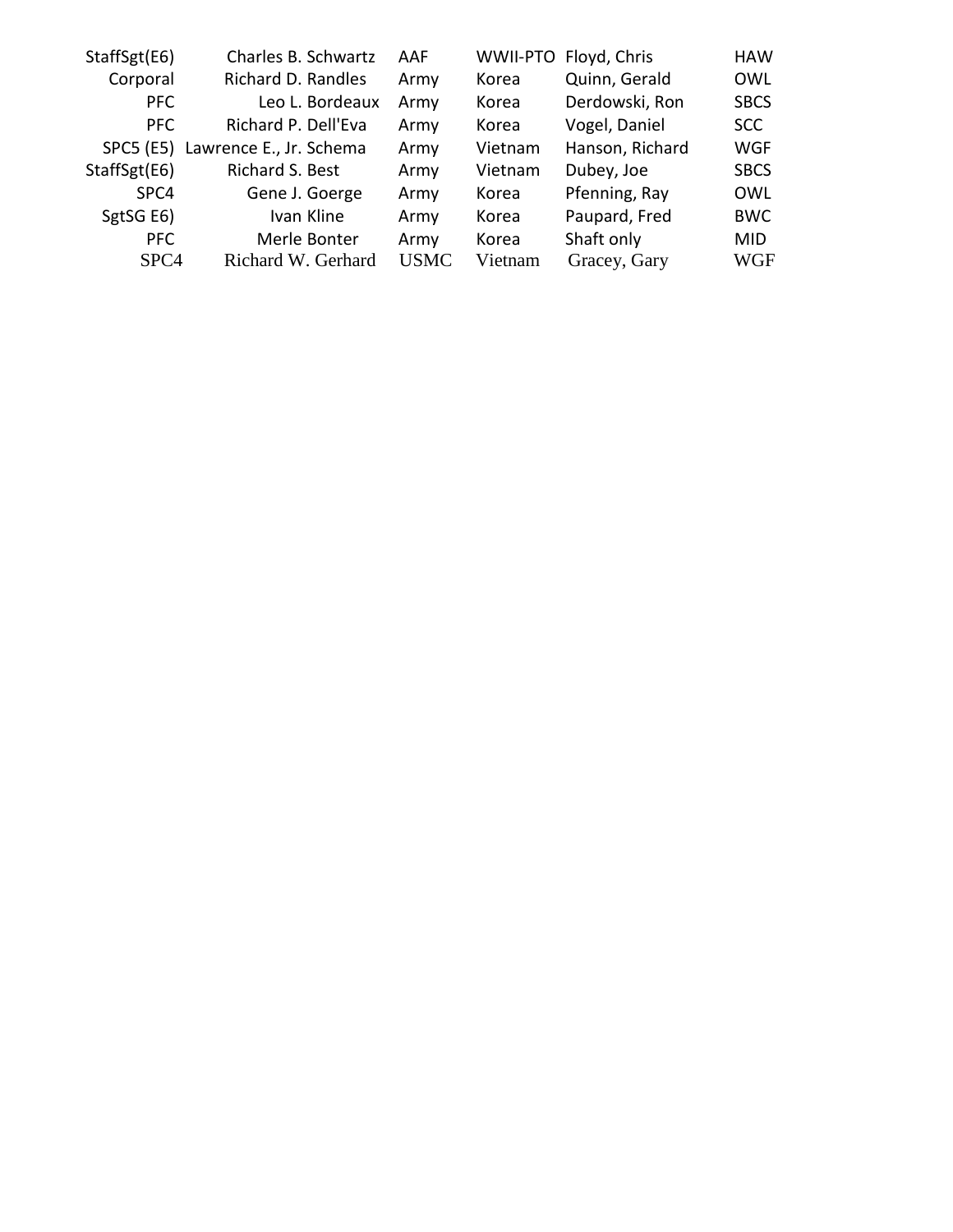| | | | | | |
|---|---|---|---|---|---|
| StaffSgt(E6) | Charles B. Schwartz | AAF | WWII-PTO | Floyd, Chris | HAW |
| Corporal | Richard D. Randles | Army | Korea | Quinn, Gerald | OWL |
| PFC | Leo L. Bordeaux | Army | Korea | Derdowski, Ron | SBCS |
| PFC | Richard P. Dell'Eva | Army | Korea | Vogel, Daniel | SCC |
| SPC5 (E5) | Lawrence E., Jr. Schema | Army | Vietnam | Hanson, Richard | WGF |
| StaffSgt(E6) | Richard S. Best | Army | Vietnam | Dubey, Joe | SBCS |
| SPC4 | Gene J. Goerge | Army | Korea | Pfenning, Ray | OWL |
| SgtSG E6) | Ivan Kline | Army | Korea | Paupard, Fred | BWC |
| PFC | Merle Bonter | Army | Korea | Shaft only | MID |
| SPC4 | Richard W. Gerhard | USMC | Vietnam | Gracey, Gary | WGF |